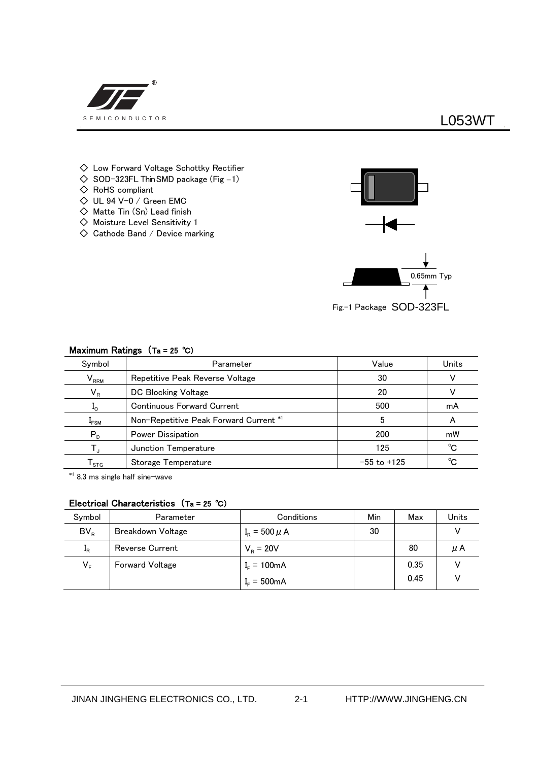SEMICONDUCTOR

# L053WT

- ◇ Low Forward Voltage Schottky Rectifier
- ◇ SOD-323FL Thin SMD package (Fig –1)
- ◇ RoHS compliant
- ◇ UL 94 V-0 / Green EMC
- ◇ Matte Tin (Sn) Lead finish
- ◇ Moisture Level Sensitivity 1
- ◇ Cathode Band / Device marking

0.65mm Typ

Fig.–1 Package SOD-323FL

## Maximum Ratings (Ta = 25 ℃)

| Symbol | Parameter | Value | Units |
|---|---|---|---|
| $V_{RRM}$ | Repetitive Peak Reverse Voltage | 30 | V |
| $V_R$ | DC Blocking Voltage | 20 | V |
| $I_O$ | Continuous Forward Current | 500 | mA |
| $I_{FSM}$ | Non-Repetitive Peak Forward Current *1 | 5 | A |
| $P_D$ | Power Dissipation | 200 | mW |
| $T_J$ | Junction Temperature | 125 | ℃ |
| $T_{STG}$ | Storage Temperature | –55 to +125 | ℃ |

*1 8.3 ms single half sine-wave

## Electrical Characteristics (Ta = 25 ℃)

| Symbol | Parameter | Conditions | Min | Max | Units |
|---|---|---|---|---|---|
| $BV_R$ | Breakdown Voltage | $I_R$ = 500 μA | 30 | | V |
| $I_R$ | Reverse Current | $V_R$ = 20V | | 80 | μA |
| $V_F$ | Forward Voltage | $I_F$ = 100mA | | 0.35 | V |
| | | $I_F$ = 500mA | | 0.45 | V |

JINAN JINGHENG ELECTRONICS CO., LTD. HTTP://WWW.JINGHENG.CN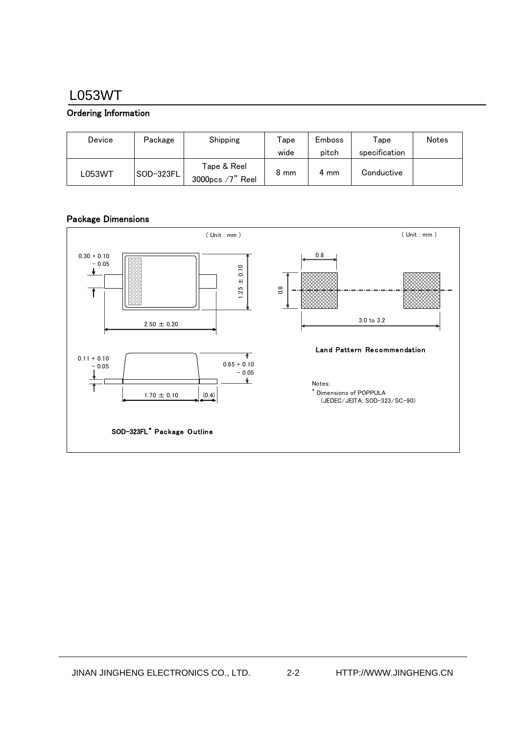# L053WT

## Ordering Information

| Device | Package | Shipping | Tape wide | Emboss pitch | Tape specification | Notes |
|---|---|---|---|---|---|---|
| L053WT | SOD-323FL | Tape & Reel 3000pcs /7" Reel | 8 mm | 4 mm | Conductive | |

## Package Dimensions

( Unit : mm )

0.30 + 0.10 − 0.05

1.25 ± 0.10

2.50 ± 0.20

0.11 + 0.10 − 0.05

0.65 + 0.10 − 0.05

1.70 ± 0.10

(0.4)

**SOD-323FL* Package Outline**

( Unit : mm )

0.8

0.8

3.0 to 3.2

**Land Pattern Recommendation**

Notes:
* Dimensions of POPPULA
(JEDEC/JEITA: SOD-323/SC-90)